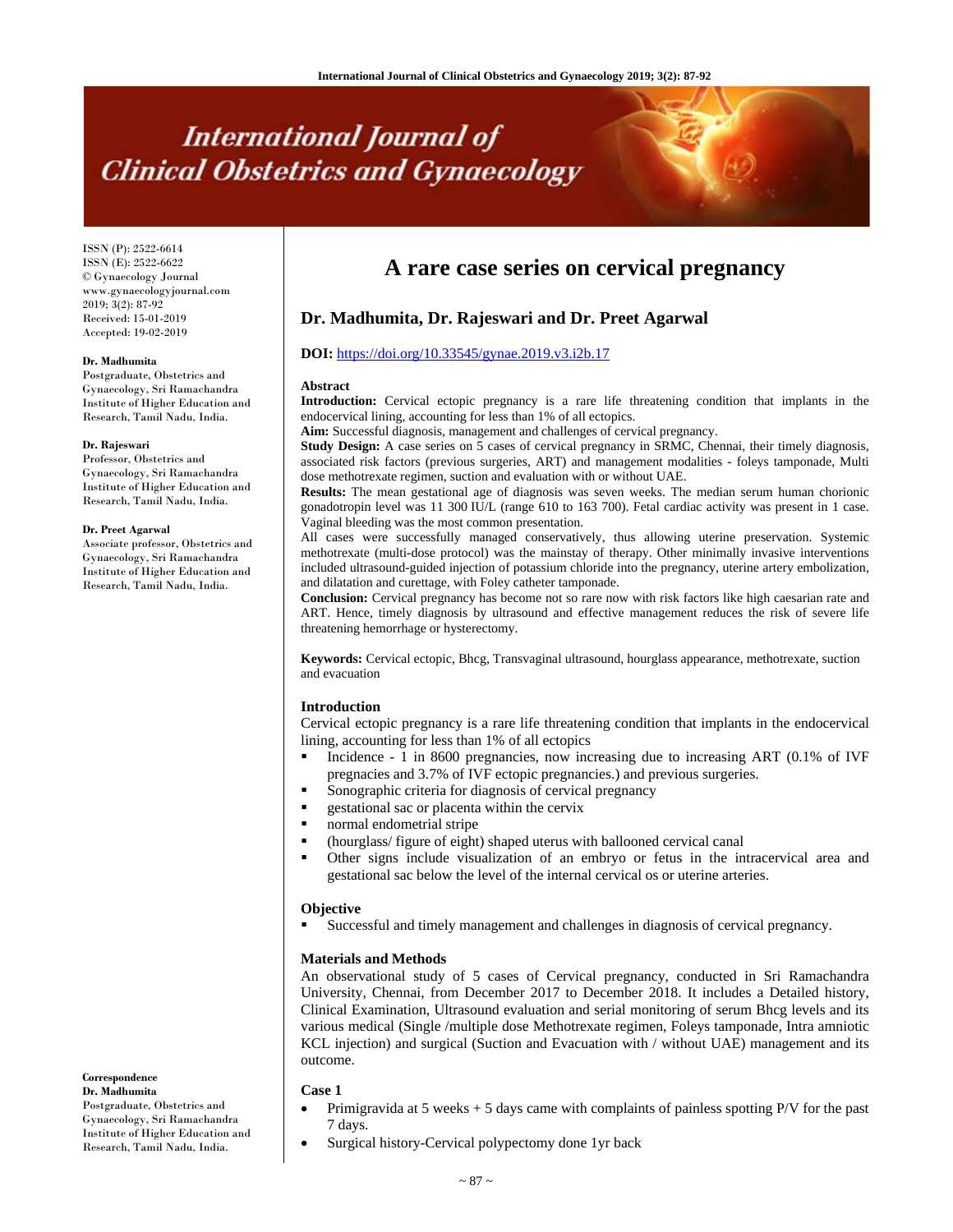# A rare case series on cervical pregnancy

## Dr. Madhumita, Dr. Rajeswari and Dr. Preet Agarwal

**DOI:** https://doi.org/10.33545/gynae.2019.v3.i2b.17

ISSN (P): 2522-6614
ISSN (E): 2522-6622
© Gynaecology Journal
www.gynaecologyjournal.com
2019; 3(2): 87-92
Received: 15-01-2019
Accepted: 19-02-2019

**Dr. Madhumita**
Postgraduate, Obstetrics and Gynaecology, Sri Ramachandra Institute of Higher Education and Research, Tamil Nadu, India.

**Dr. Rajeswari**
Professor, Obstetrics and Gynaecology, Sri Ramachandra Institute of Higher Education and Research, Tamil Nadu, India.

**Dr. Preet Agarwal**
Associate professor, Obstetrics and Gynaecology, Sri Ramachandra Institute of Higher Education and Research, Tamil Nadu, India.

**Correspondence**
**Dr. Madhumita**
Postgraduate, Obstetrics and Gynaecology, Sri Ramachandra Institute of Higher Education and Research, Tamil Nadu, India.

### Abstract

**Introduction:** Cervical ectopic pregnancy is a rare life threatening condition that implants in the endocervical lining, accounting for less than 1% of all ectopics.

**Aim:** Successful diagnosis, management and challenges of cervical pregnancy.

**Study Design:** A case series on 5 cases of cervical pregnancy in SRMC, Chennai, their timely diagnosis, associated risk factors (previous surgeries, ART) and management modalities - foleys tamponade, Multi dose methotrexate regimen, suction and evaluation with or without UAE.

**Results:** The mean gestational age of diagnosis was seven weeks. The median serum human chorionic gonadotropin level was 11 300 IU/L (range 610 to 163 700). Fetal cardiac activity was present in 1 case. Vaginal bleeding was the most common presentation.

All cases were successfully managed conservatively, thus allowing uterine preservation. Systemic methotrexate (multi-dose protocol) was the mainstay of therapy. Other minimally invasive interventions included ultrasound-guided injection of potassium chloride into the pregnancy, uterine artery embolization, and dilatation and curettage, with Foley catheter tamponade.

**Conclusion:** Cervical pregnancy has become not so rare now with risk factors like high caesarian rate and ART. Hence, timely diagnosis by ultrasound and effective management reduces the risk of severe life threatening hemorrhage or hysterectomy.

**Keywords:** Cervical ectopic, Bhcg, Transvaginal ultrasound, hourglass appearance, methotrexate, suction and evacuation

### Introduction

Cervical ectopic pregnancy is a rare life threatening condition that implants in the endocervical lining, accounting for less than 1% of all ectopics

- Incidence - 1 in 8600 pregnancies, now increasing due to increasing ART (0.1% of IVF pregnacies and 3.7% of IVF ectopic pregnancies.) and previous surgeries.
- Sonographic criteria for diagnosis of cervical pregnancy
- gestational sac or placenta within the cervix
- normal endometrial stripe
- (hourglass/ figure of eight) shaped uterus with ballooned cervical canal
- Other signs include visualization of an embryo or fetus in the intracervical area and gestational sac below the level of the internal cervical os or uterine arteries.

### Objective

- Successful and timely management and challenges in diagnosis of cervical pregnancy.

### Materials and Methods

An observational study of 5 cases of Cervical pregnancy, conducted in Sri Ramachandra University, Chennai, from December 2017 to December 2018. It includes a Detailed history, Clinical Examination, Ultrasound evaluation and serial monitoring of serum Bhcg levels and its various medical (Single /multiple dose Methotrexate regimen, Foleys tamponade, Intra amniotic KCL injection) and surgical (Suction and Evacuation with / without UAE) management and its outcome.

### Case 1

- Primigravida at 5 weeks + 5 days came with complaints of painless spotting P/V for the past 7 days.
- Surgical history-Cervical polypectomy done 1yr back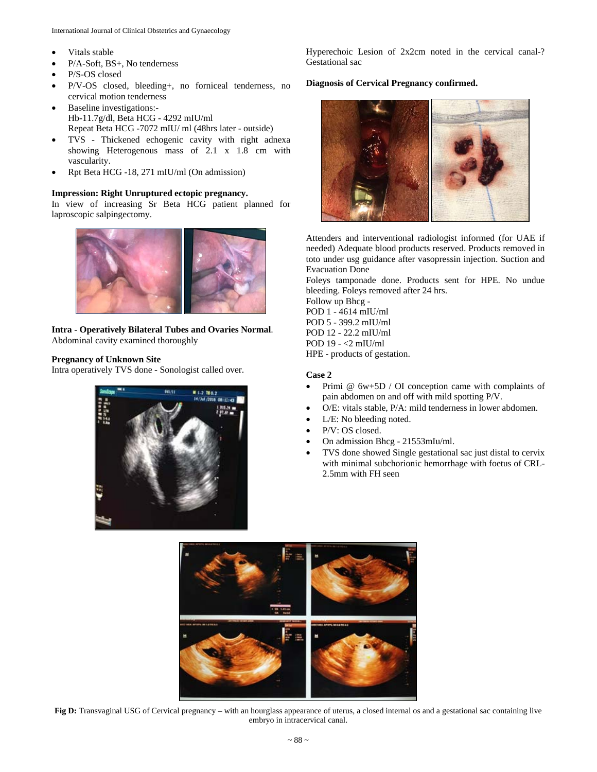- Vitals stable
- P/A-Soft, BS+, No tenderness
- P/S-OS closed
- P/V-OS closed, bleeding+, no forniceal tenderness, no cervical motion tenderness
- Baseline investigations:-
  Hb-11.7g/dl, Beta HCG - 4292 mIU/ml
  Repeat Beta HCG -7072 mIU/ ml (48hrs later - outside)
- TVS - Thickened echogenic cavity with right adnexa showing Heterogenous mass of 2.1 x 1.8 cm with vascularity.
- Rpt Beta HCG -18, 271 mIU/ml (On admission)

**Impression: Right Unruptured ectopic pregnancy.**

In view of increasing Sr Beta HCG patient planned for laproscopic salpingectomy.

**Intra - Operatively Bilateral Tubes and Ovaries Normal**. Abdominal cavity examined thoroughly

**Pregnancy of Unknown Site**

Intra operatively TVS done - Sonologist called over.

Hyperechoic Lesion of 2x2cm noted in the cervical canal-? Gestational sac

**Diagnosis of Cervical Pregnancy confirmed.**

Attenders and interventional radiologist informed (for UAE if needed) Adequate blood products reserved. Products removed in toto under usg guidance after vasopressin injection. Suction and Evacuation Done

Foleys tamponade done. Products sent for HPE. No undue bleeding. Foleys removed after 24 hrs.

Follow up Bhcg -

POD 1 - 4614 mIU/ml

POD 5 - 399.2 mIU/ml

POD 12 - 22.2 mIU/ml

POD 19 - <2 mIU/ml

HPE - products of gestation.

**Case 2**

- Primi @ 6w+5D / OI conception came with complaints of pain abdomen on and off with mild spotting P/V.
- O/E: vitals stable, P/A: mild tenderness in lower abdomen.
- L/E: No bleeding noted.
- P/V: OS closed.
- On admission Bhcg - 21553mIu/ml.
- TVS done showed Single gestational sac just distal to cervix with minimal subchorionic hemorrhage with foetus of CRL-2.5mm with FH seen

**Fig D:** Transvaginal USG of Cervical pregnancy – with an hourglass appearance of uterus, a closed internal os and a gestational sac containing live embryo in intracervical canal.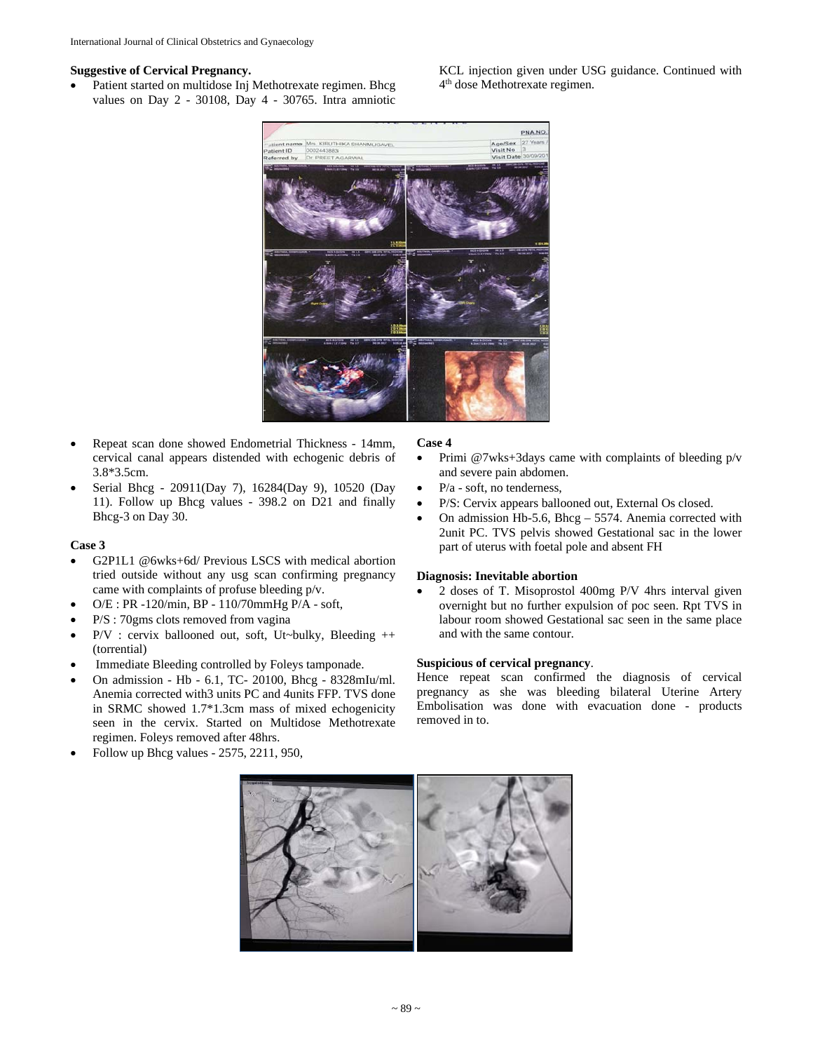**Suggestive of Cervical Pregnancy.**

- Patient started on multidose Inj Methotrexate regimen. Bhcg values on Day 2 - 30108, Day 4 - 30765. Intra amniotic KCL injection given under USG guidance. Continued with 4th dose Methotrexate regimen.

- Repeat scan done showed Endometrial Thickness - 14mm, cervical canal appears distended with echogenic debris of 3.8*3.5cm.
- Serial Bhcg - 20911(Day 7), 16284(Day 9), 10520 (Day 11). Follow up Bhcg values - 398.2 on D21 and finally Bhcg-3 on Day 30.

**Case 3**

- G2P1L1 @6wks+6d/ Previous LSCS with medical abortion tried outside without any usg scan confirming pregnancy came with complaints of profuse bleeding p/v.
- O/E : PR -120/min, BP - 110/70mmHg P/A - soft,
- P/S : 70gms clots removed from vagina
- P/V : cervix ballooned out, soft, Ut~bulky, Bleeding ++ (torrential)
- Immediate Bleeding controlled by Foleys tamponade.
- On admission - Hb - 6.1, TC- 20100, Bhcg - 8328mIu/ml. Anemia corrected with3 units PC and 4units FFP. TVS done in SRMC showed 1.7*1.3cm mass of mixed echogenicity seen in the cervix. Started on Multidose Methotrexate regimen. Foleys removed after 48hrs.
- Follow up Bhcg values - 2575, 2211, 950,

**Case 4**

- Primi @7wks+3days came with complaints of bleeding p/v and severe pain abdomen.
- P/a - soft, no tenderness,
- P/S: Cervix appears ballooned out, External Os closed.
- On admission Hb-5.6, Bhcg – 5574. Anemia corrected with 2unit PC. TVS pelvis showed Gestational sac in the lower part of uterus with foetal pole and absent FH

**Diagnosis: Inevitable abortion**

- 2 doses of T. Misoprostol 400mg P/V 4hrs interval given overnight but no further expulsion of poc seen. Rpt TVS in labour room showed Gestational sac seen in the same place and with the same contour.

**Suspicious of cervical pregnancy**.

Hence repeat scan confirmed the diagnosis of cervical pregnancy as she was bleeding bilateral Uterine Artery Embolisation was done with evacuation done - products removed in to.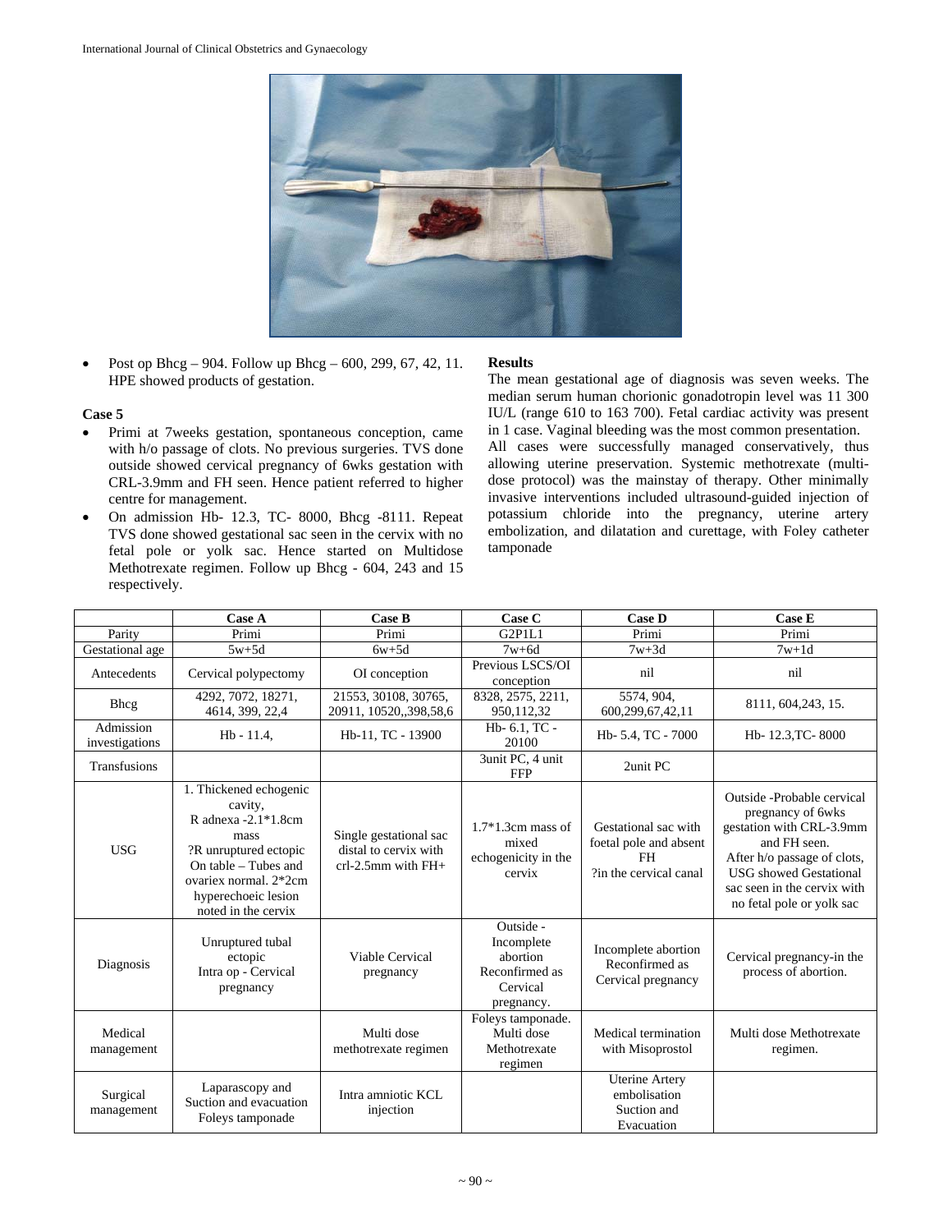- Post op Bhcg – 904. Follow up Bhcg – 600, 299, 67, 42, 11. HPE showed products of gestation.

**Case 5**

- Primi at 7weeks gestation, spontaneous conception, came with h/o passage of clots. No previous surgeries. TVS done outside showed cervical pregnancy of 6wks gestation with CRL-3.9mm and FH seen. Hence patient referred to higher centre for management.
- On admission Hb- 12.3, TC- 8000, Bhcg -8111. Repeat TVS done showed gestational sac seen in the cervix with no fetal pole or yolk sac. Hence started on Multidose Methotrexate regimen. Follow up Bhcg - 604, 243 and 15 respectively.

**Results**

The mean gestational age of diagnosis was seven weeks. The median serum human chorionic gonadotropin level was 11 300 IU/L (range 610 to 163 700). Fetal cardiac activity was present in 1 case. Vaginal bleeding was the most common presentation.

All cases were successfully managed conservatively, thus allowing uterine preservation. Systemic methotrexate (multi-dose protocol) was the mainstay of therapy. Other minimally invasive interventions included ultrasound-guided injection of potassium chloride into the pregnancy, uterine artery embolization, and dilatation and curettage, with Foley catheter tamponade

| | Case A | Case B | Case C | Case D | Case E |
|---|---|---|---|---|---|
| Parity | Primi | Primi | G2P1L1 | Primi | Primi |
| Gestational age | 5w+5d | 6w+5d | 7w+6d | 7w+3d | 7w+1d |
| Antecedents | Cervical polypectomy | OI conception | Previous LSCS/OI conception | nil | nil |
| Bhcg | 4292, 7072, 18271, 4614, 399, 22,4 | 21553, 30108, 30765, 20911, 10520,,398,58,6 | 8328, 2575, 2211, 950,112,32 | 5574, 904, 600,299,67,42,11 | 8111, 604,243, 15. |
| Admission investigations | Hb - 11.4, | Hb-11, TC - 13900 | Hb- 6.1, TC - 20100 | Hb- 5.4, TC - 7000 | Hb- 12.3,TC- 8000 |
| Transfusions | | | 3unit PC, 4 unit FFP | 2unit PC | |
| USG | 1. Thickened echogenic cavity, R adnexa -2.1*1.8cm mass ?R unruptured ectopic On table – Tubes and ovariex normal. 2*2cm hyperechoeic lesion noted in the cervix | Single gestational sac distal to cervix with crl-2.5mm with FH+ | 1.7*1.3cm mass of mixed echogenicity in the cervix | Gestational sac with foetal pole and absent FH ?in the cervical canal | Outside -Probable cervical pregnancy of 6wks gestation with CRL-3.9mm and FH seen. After h/o passage of clots, USG showed Gestational sac seen in the cervix with no fetal pole or yolk sac |
| Diagnosis | Unruptured tubal ectopic Intra op - Cervical pregnancy | Viable Cervical pregnancy | Outside - Incomplete abortion Reconfirmed as Cervical pregnancy. | Incomplete abortion Reconfirmed as Cervical pregnancy | Cervical pregnancy-in the process of abortion. |
| Medical management | | Multi dose methotrexate regimen | Foleys tamponade. Multi dose Methotrexate regimen | Medical termination with Misoprostol | Multi dose Methotrexate regimen. |
| Surgical management | Laparascopy and Suction and evacuation Foleys tamponade | Intra amniotic KCL injection | | Uterine Artery embolisation Suction and Evacuation | |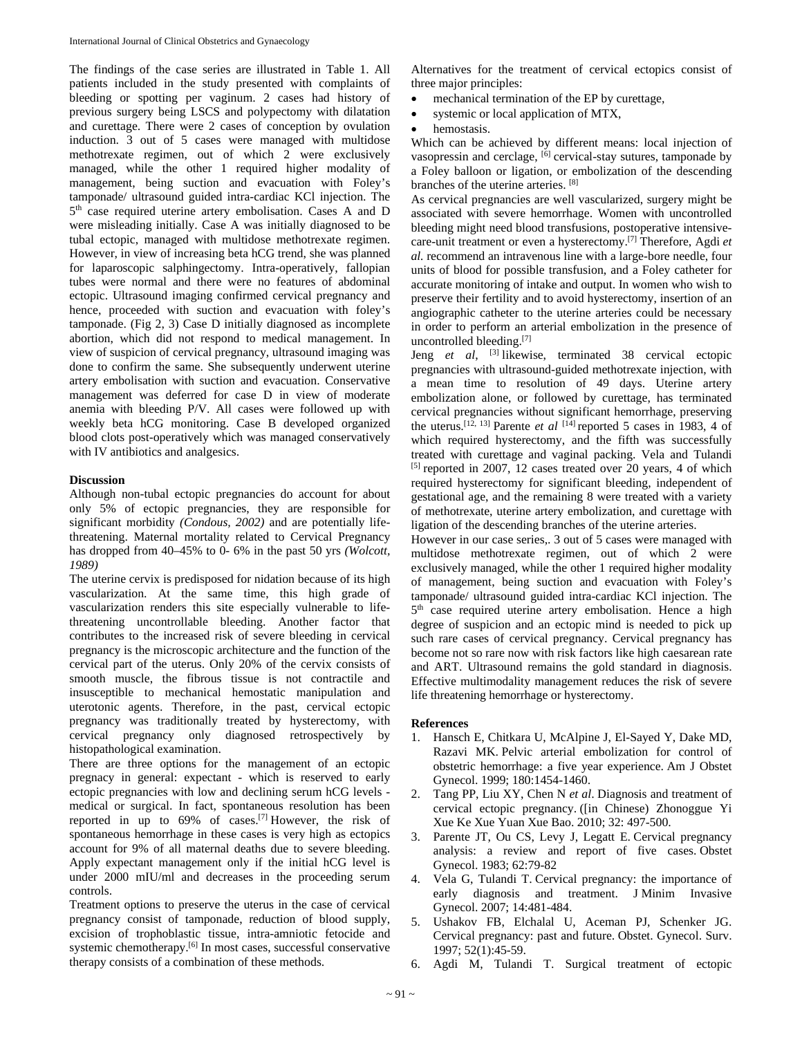The findings of the case series are illustrated in Table 1. All patients included in the study presented with complaints of bleeding or spotting per vaginum. 2 cases had history of previous surgery being LSCS and polypectomy with dilatation and curettage. There were 2 cases of conception by ovulation induction. 3 out of 5 cases were managed with multidose methotrexate regimen, out of which 2 were exclusively managed, while the other 1 required higher modality of management, being suction and evacuation with Foley's tamponade/ ultrasound guided intra-cardiac KCl injection. The 5th case required uterine artery embolisation. Cases A and D were misleading initially. Case A was initially diagnosed to be tubal ectopic, managed with multidose methotrexate regimen. However, in view of increasing beta hCG trend, she was planned for laparoscopic salphingectomy. Intra-operatively, fallopian tubes were normal and there were no features of abdominal ectopic. Ultrasound imaging confirmed cervical pregnancy and hence, proceeded with suction and evacuation with foley's tamponade. (Fig 2, 3) Case D initially diagnosed as incomplete abortion, which did not respond to medical management. In view of suspicion of cervical pregnancy, ultrasound imaging was done to confirm the same. She subsequently underwent uterine artery embolisation with suction and evacuation. Conservative management was deferred for case D in view of moderate anemia with bleeding P/V. All cases were followed up with weekly beta hCG monitoring. Case B developed organized blood clots post-operatively which was managed conservatively with IV antibiotics and analgesics.

## Discussion

Although non-tubal ectopic pregnancies do account for about only 5% of ectopic pregnancies, they are responsible for significant morbidity *(Condous, 2002)* and are potentially life-threatening. Maternal mortality related to Cervical Pregnancy has dropped from 40–45% to 0- 6% in the past 50 yrs *(Wolcott, 1989)*

The uterine cervix is predisposed for nidation because of its high vascularization. At the same time, this high grade of vascularization renders this site especially vulnerable to life-threatening uncontrollable bleeding. Another factor that contributes to the increased risk of severe bleeding in cervical pregnancy is the microscopic architecture and the function of the cervical part of the uterus. Only 20% of the cervix consists of smooth muscle, the fibrous tissue is not contractile and insusceptible to mechanical hemostatic manipulation and uterotonic agents. Therefore, in the past, cervical ectopic pregnancy was traditionally treated by hysterectomy, with cervical pregnancy only diagnosed retrospectively by histopathological examination.

There are three options for the management of an ectopic pregnacy in general: expectant - which is reserved to early ectopic pregnancies with low and declining serum hCG levels - medical or surgical. In fact, spontaneous resolution has been reported in up to 69% of cases.[7] However, the risk of spontaneous hemorrhage in these cases is very high as ectopics account for 9% of all maternal deaths due to severe bleeding. Apply expectant management only if the initial hCG level is under 2000 mIU/ml and decreases in the proceeding serum controls.

Treatment options to preserve the uterus in the case of cervical pregnancy consist of tamponade, reduction of blood supply, excision of trophoblastic tissue, intra-amniotic fetocide and systemic chemotherapy.[6] In most cases, successful conservative therapy consists of a combination of these methods.

Alternatives for the treatment of cervical ectopics consist of three major principles:

- mechanical termination of the EP by curettage,
- systemic or local application of MTX,
- hemostasis.

Which can be achieved by different means: local injection of vasopressin and cerclage, [6] cervical-stay sutures, tamponade by a Foley balloon or ligation, or embolization of the descending branches of the uterine arteries. [8]

As cervical pregnancies are well vascularized, surgery might be associated with severe hemorrhage. Women with uncontrolled bleeding might need blood transfusions, postoperative intensive-care-unit treatment or even a hysterectomy.[7] Therefore, Agdi *et al.* recommend an intravenous line with a large-bore needle, four units of blood for possible transfusion, and a Foley catheter for accurate monitoring of intake and output. In women who wish to preserve their fertility and to avoid hysterectomy, insertion of an angiographic catheter to the uterine arteries could be necessary in order to perform an arterial embolization in the presence of uncontrolled bleeding.[7]

Jeng *et al*, [3] likewise, terminated 38 cervical ectopic pregnancies with ultrasound-guided methotrexate injection, with a mean time to resolution of 49 days. Uterine artery embolization alone, or followed by curettage, has terminated cervical pregnancies without significant hemorrhage, preserving the uterus.[12, 13] Parente *et al* [14] reported 5 cases in 1983, 4 of which required hysterectomy, and the fifth was successfully treated with curettage and vaginal packing. Vela and Tulandi [5] reported in 2007, 12 cases treated over 20 years, 4 of which required hysterectomy for significant bleeding, independent of gestational age, and the remaining 8 were treated with a variety of methotrexate, uterine artery embolization, and curettage with ligation of the descending branches of the uterine arteries.

However in our case series,. 3 out of 5 cases were managed with multidose methotrexate regimen, out of which 2 were exclusively managed, while the other 1 required higher modality of management, being suction and evacuation with Foley's tamponade/ ultrasound guided intra-cardiac KCl injection. The 5th case required uterine artery embolisation. Hence a high degree of suspicion and an ectopic mind is needed to pick up such rare cases of cervical pregnancy. Cervical pregnancy has become not so rare now with risk factors like high caesarean rate and ART. Ultrasound remains the gold standard in diagnosis. Effective multimodality management reduces the risk of severe life threatening hemorrhage or hysterectomy.

## References

1. Hansch E, Chitkara U, McAlpine J, El-Sayed Y, Dake MD, Razavi MK. Pelvic arterial embolization for control of obstetric hemorrhage: a five year experience. Am J Obstet Gynecol. 1999; 180:1454-1460.
2. Tang PP, Liu XY, Chen N *et al*. Diagnosis and treatment of cervical ectopic pregnancy. ([in Chinese) Zhonggue Yi Xue Ke Xue Yuan Xue Bao. 2010; 32: 497-500.
3. Parente JT, Ou CS, Levy J, Legatt E. Cervical pregnancy analysis: a review and report of five cases. Obstet Gynecol. 1983; 62:79-82
4. Vela G, Tulandi T. Cervical pregnancy: the importance of early diagnosis and treatment. J Minim Invasive Gynecol. 2007; 14:481-484.
5. Ushakov FB, Elchalal U, Aceman PJ, Schenker JG. Cervical pregnancy: past and future. Obstet. Gynecol. Surv. 1997; 52(1):45-59.
6. Agdi M, Tulandi T. Surgical treatment of ectopic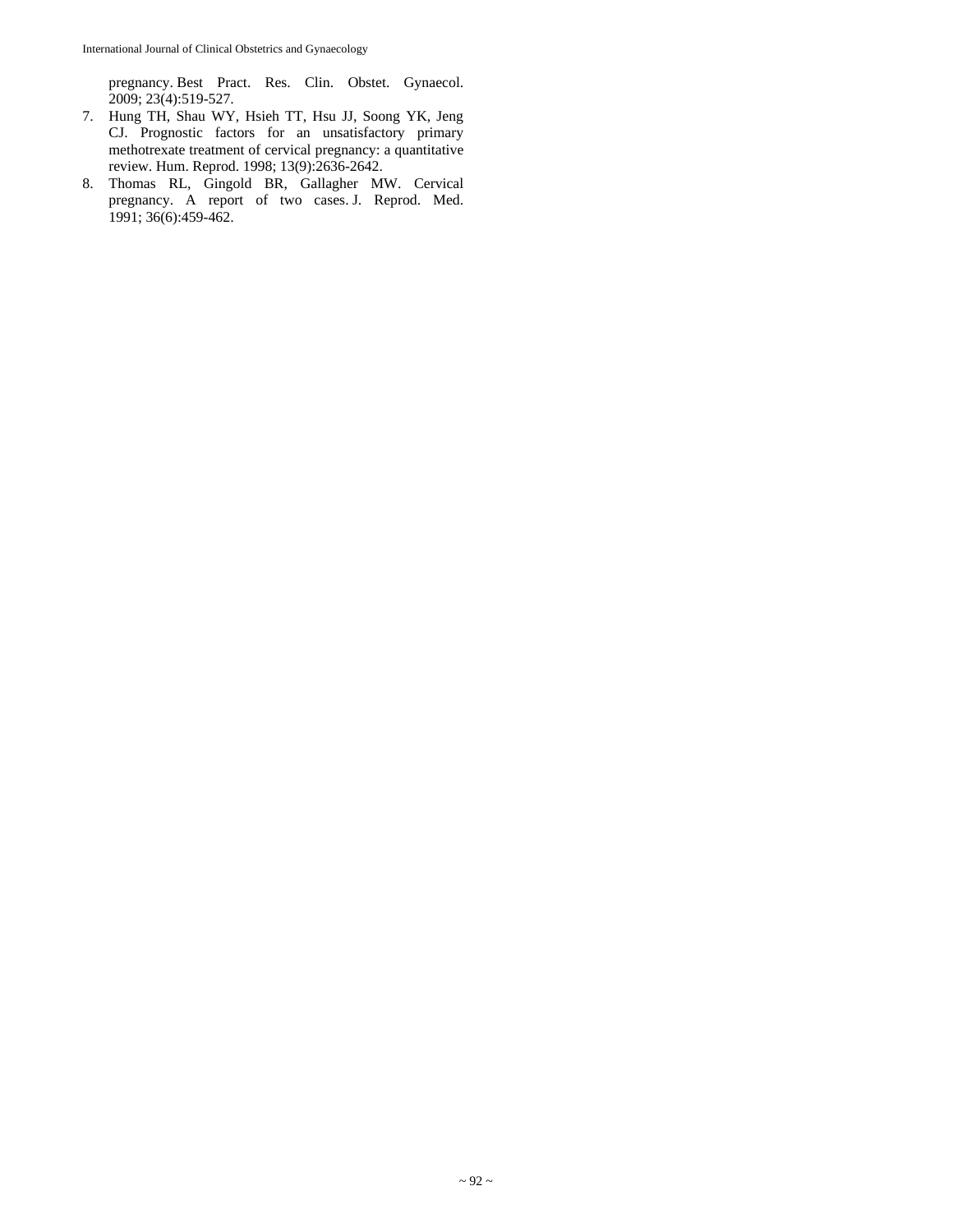pregnancy. Best Pract. Res. Clin. Obstet. Gynaecol. 2009; 23(4):519-527.

7. Hung TH, Shau WY, Hsieh TT, Hsu JJ, Soong YK, Jeng CJ. Prognostic factors for an unsatisfactory primary methotrexate treatment of cervical pregnancy: a quantitative review. Hum. Reprod. 1998; 13(9):2636-2642.
8. Thomas RL, Gingold BR, Gallagher MW. Cervical pregnancy. A report of two cases. J. Reprod. Med. 1991; 36(6):459-462.